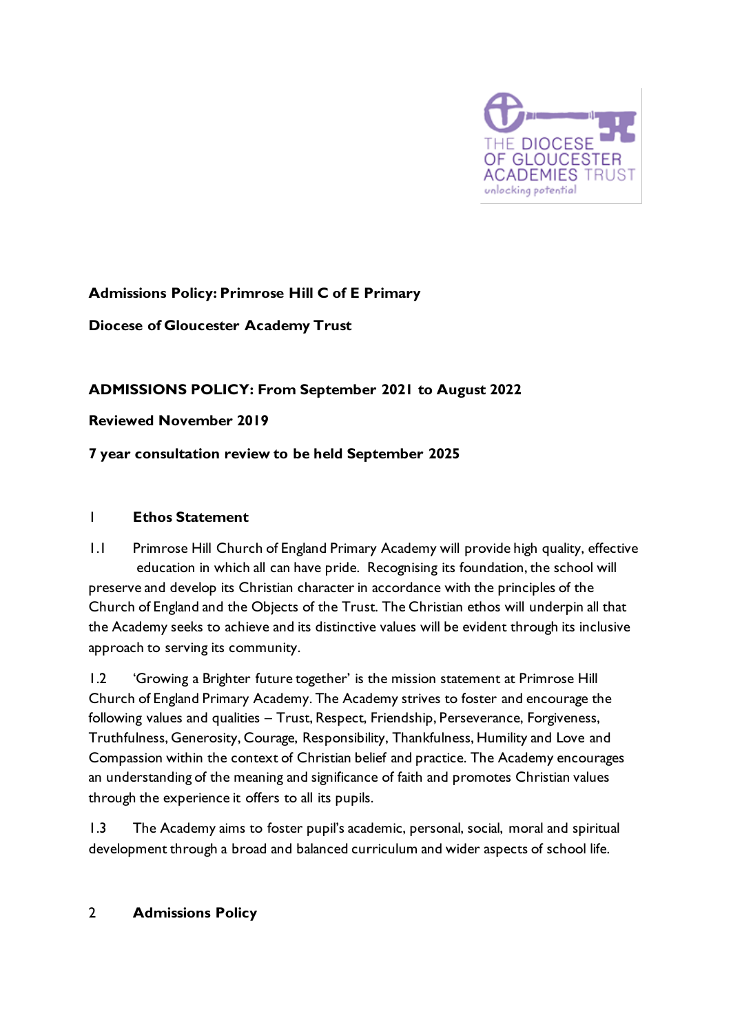**Admissions Policy: Primrose Hill C of E Primary**

**Diocese of Gloucester Academy Trust**

**ADMISSIONS POLICY: From September 2021 to August 2022**

**Reviewed November 2019**

**7 year consultation review to be held September 2025**

## 1 Ethos Statement

1.1 Primrose Hill Church of England Primary Academy will provide high quality, effective education in which all can have pride. Recognising its foundation, the school will preserve and develop its Christian character in accordance with the principles of the Church of England and the Objects of the Trust. The Christian ethos will underpin all that the Academy seeks to achieve and its distinctive values will be evident through its inclusive approach to serving its community.

1.2 'Growing a Brighter future together' is the mission statement at Primrose Hill Church of England Primary Academy. The Academy strives to foster and encourage the following values and qualities – Trust, Respect, Friendship, Perseverance, Forgiveness, Truthfulness, Generosity, Courage, Responsibility, Thankfulness, Humility and Love and Compassion within the context of Christian belief and practice. The Academy encourages an understanding of the meaning and significance of faith and promotes Christian values through the experience it offers to all its pupils.

1.3 The Academy aims to foster pupil's academic, personal, social, moral and spiritual development through a broad and balanced curriculum and wider aspects of school life.

## 2 Admissions Policy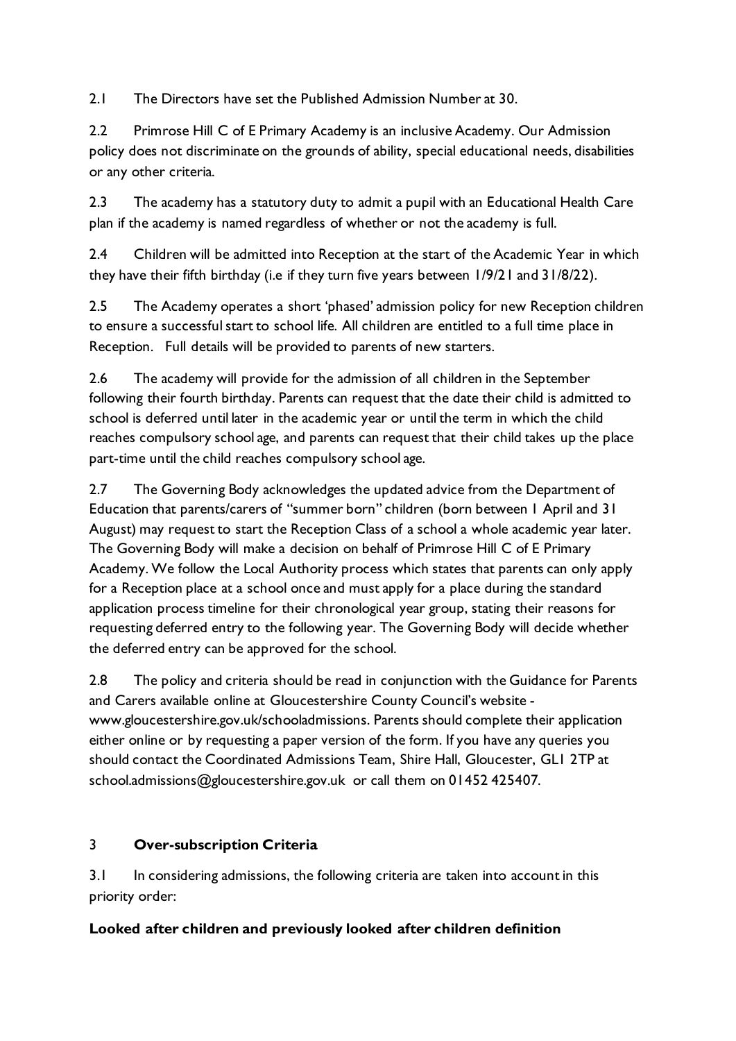2.1 The Directors have set the Published Admission Number at 30.

2.2 Primrose Hill C of E Primary Academy is an inclusive Academy. Our Admission policy does not discriminate on the grounds of ability, special educational needs, disabilities or any other criteria.

2.3 The academy has a statutory duty to admit a pupil with an Educational Health Care plan if the academy is named regardless of whether or not the academy is full.

2.4 Children will be admitted into Reception at the start of the Academic Year in which they have their fifth birthday (i.e if they turn five years between 1/9/21 and 31/8/22).

2.5 The Academy operates a short 'phased' admission policy for new Reception children to ensure a successful start to school life. All children are entitled to a full time place in Reception. Full details will be provided to parents of new starters.

2.6 The academy will provide for the admission of all children in the September following their fourth birthday. Parents can request that the date their child is admitted to school is deferred until later in the academic year or until the term in which the child reaches compulsory school age, and parents can request that their child takes up the place part-time until the child reaches compulsory school age.

2.7 The Governing Body acknowledges the updated advice from the Department of Education that parents/carers of "summer born" children (born between 1 April and 31 August) may request to start the Reception Class of a school a whole academic year later. The Governing Body will make a decision on behalf of Primrose Hill C of E Primary Academy. We follow the Local Authority process which states that parents can only apply for a Reception place at a school once and must apply for a place during the standard application process timeline for their chronological year group, stating their reasons for requesting deferred entry to the following year. The Governing Body will decide whether the deferred entry can be approved for the school.

2.8 The policy and criteria should be read in conjunction with the Guidance for Parents and Carers available online at Gloucestershire County Council's website - www.gloucestershire.gov.uk/schooladmissions. Parents should complete their application either online or by requesting a paper version of the form. If you have any queries you should contact the Coordinated Admissions Team, Shire Hall, Gloucester, GL1 2TP at school.admissions@gloucestershire.gov.uk or call them on 01452 425407.

## 3 Over-subscription Criteria

3.1 In considering admissions, the following criteria are taken into account in this priority order:

**Looked after children and previously looked after children definition**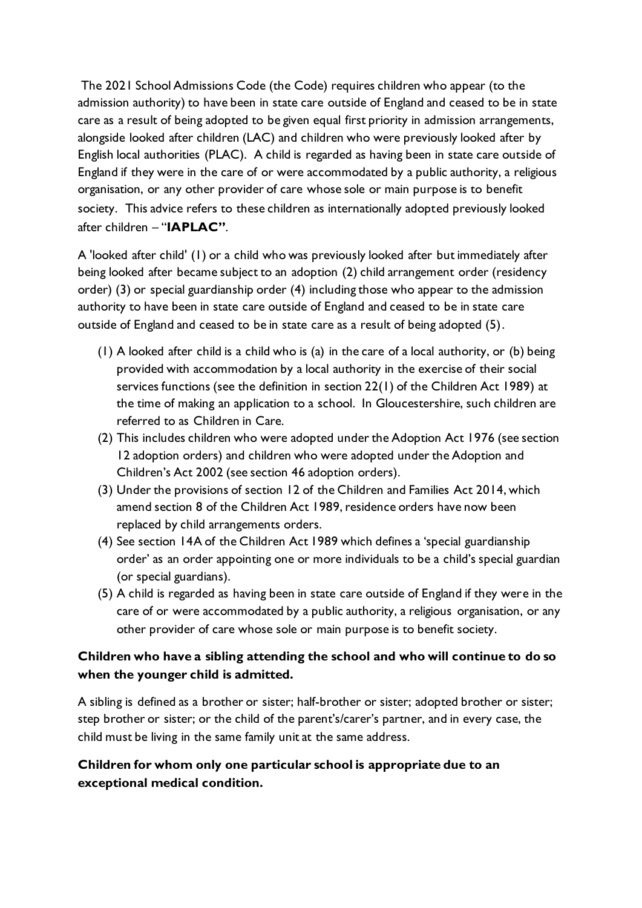The 2021 School Admissions Code (the Code) requires children who appear (to the admission authority) to have been in state care outside of England and ceased to be in state care as a result of being adopted to be given equal first priority in admission arrangements, alongside looked after children (LAC) and children who were previously looked after by English local authorities (PLAC). A child is regarded as having been in state care outside of England if they were in the care of or were accommodated by a public authority, a religious organisation, or any other provider of care whose sole or main purpose is to benefit society. This advice refers to these children as internationally adopted previously looked after children – "**IAPLAC"**.

A 'looked after child' (1) or a child who was previously looked after but immediately after being looked after became subject to an adoption (2) child arrangement order (residency order) (3) or special guardianship order (4) including those who appear to the admission authority to have been in state care outside of England and ceased to be in state care outside of England and ceased to be in state care as a result of being adopted (5).

(1) A looked after child is a child who is (a) in the care of a local authority, or (b) being provided with accommodation by a local authority in the exercise of their social services functions (see the definition in section 22(1) of the Children Act 1989) at the time of making an application to a school. In Gloucestershire, such children are referred to as Children in Care.

(2) This includes children who were adopted under the Adoption Act 1976 (see section 12 adoption orders) and children who were adopted under the Adoption and Children's Act 2002 (see section 46 adoption orders).

(3) Under the provisions of section 12 of the Children and Families Act 2014, which amend section 8 of the Children Act 1989, residence orders have now been replaced by child arrangements orders.

(4) See section 14A of the Children Act 1989 which defines a 'special guardianship order' as an order appointing one or more individuals to be a child's special guardian (or special guardians).

(5) A child is regarded as having been in state care outside of England if they were in the care of or were accommodated by a public authority, a religious organisation, or any other provider of care whose sole or main purpose is to benefit society.

**Children who have a sibling attending the school and who will continue to do so when the younger child is admitted.**

A sibling is defined as a brother or sister; half-brother or sister; adopted brother or sister; step brother or sister; or the child of the parent's/carer's partner, and in every case, the child must be living in the same family unit at the same address.

**Children for whom only one particular school is appropriate due to an exceptional medical condition.**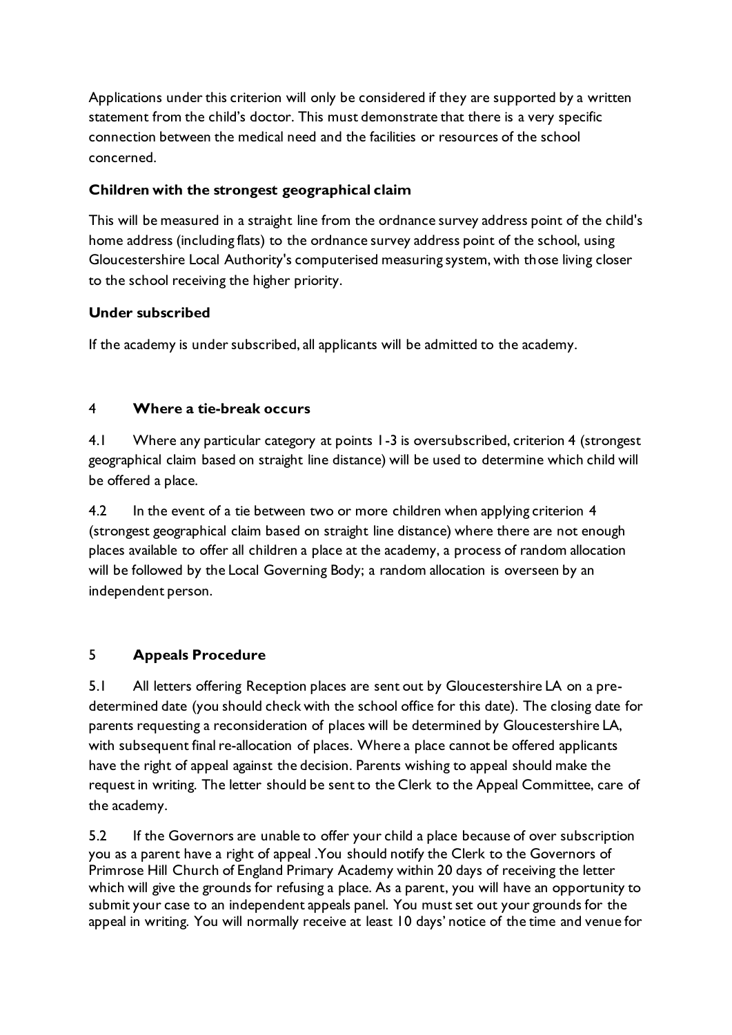Applications under this criterion will only be considered if they are supported by a written statement from the child's doctor. This must demonstrate that there is a very specific connection between the medical need and the facilities or resources of the school concerned.

**Children with the strongest geographical claim**

This will be measured in a straight line from the ordnance survey address point of the child's home address (including flats) to the ordnance survey address point of the school, using Gloucestershire Local Authority's computerised measuring system, with those living closer to the school receiving the higher priority.

**Under subscribed**

If the academy is under subscribed, all applicants will be admitted to the academy.

## 4 Where a tie-break occurs

4.1 Where any particular category at points 1-3 is oversubscribed, criterion 4 (strongest geographical claim based on straight line distance) will be used to determine which child will be offered a place.

4.2 In the event of a tie between two or more children when applying criterion 4 (strongest geographical claim based on straight line distance) where there are not enough places available to offer all children a place at the academy, a process of random allocation will be followed by the Local Governing Body; a random allocation is overseen by an independent person.

## 5 Appeals Procedure

5.1 All letters offering Reception places are sent out by Gloucestershire LA on a pre-determined date (you should check with the school office for this date). The closing date for parents requesting a reconsideration of places will be determined by Gloucestershire LA, with subsequent final re-allocation of places. Where a place cannot be offered applicants have the right of appeal against the decision. Parents wishing to appeal should make the request in writing. The letter should be sent to the Clerk to the Appeal Committee, care of the academy.

5.2 If the Governors are unable to offer your child a place because of over subscription you as a parent have a right of appeal .You should notify the Clerk to the Governors of Primrose Hill Church of England Primary Academy within 20 days of receiving the letter which will give the grounds for refusing a place. As a parent, you will have an opportunity to submit your case to an independent appeals panel. You must set out your grounds for the appeal in writing. You will normally receive at least 10 days' notice of the time and venue for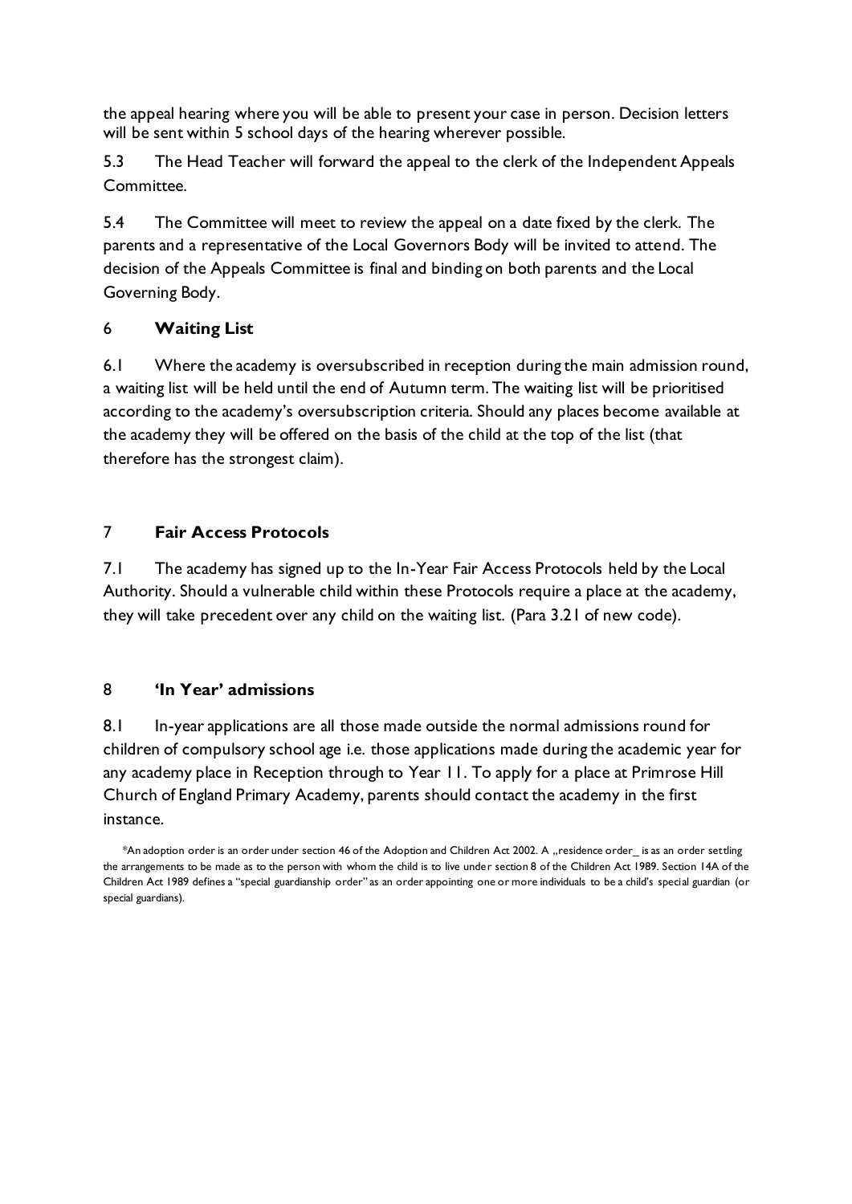the appeal hearing where you will be able to present your case in person. Decision letters will be sent within 5 school days of the hearing wherever possible.

5.3 The Head Teacher will forward the appeal to the clerk of the Independent Appeals Committee.

5.4 The Committee will meet to review the appeal on a date fixed by the clerk. The parents and a representative of the Local Governors Body will be invited to attend. The decision of the Appeals Committee is final and binding on both parents and the Local Governing Body.

## 6 Waiting List

6.1 Where the academy is oversubscribed in reception during the main admission round, a waiting list will be held until the end of Autumn term. The waiting list will be prioritised according to the academy's oversubscription criteria. Should any places become available at the academy they will be offered on the basis of the child at the top of the list (that therefore has the strongest claim).

## 7 Fair Access Protocols

7.1 The academy has signed up to the In-Year Fair Access Protocols held by the Local Authority. Should a vulnerable child within these Protocols require a place at the academy, they will take precedent over any child on the waiting list. (Para 3.21 of new code).

## 8 'In Year' admissions

8.1 In-year applications are all those made outside the normal admissions round for children of compulsory school age i.e. those applications made during the academic year for any academy place in Reception through to Year 11. To apply for a place at Primrose Hill Church of England Primary Academy, parents should contact the academy in the first instance.

*An adoption order is an order under section 46 of the Adoption and Children Act 2002. A „residence order_ is as an order settling the arrangements to be made as to the person with whom the child is to live under section 8 of the Children Act 1989. Section 14A of the Children Act 1989 defines a "special guardianship order" as an order appointing one or more individuals to be a child's special guardian (or special guardians).